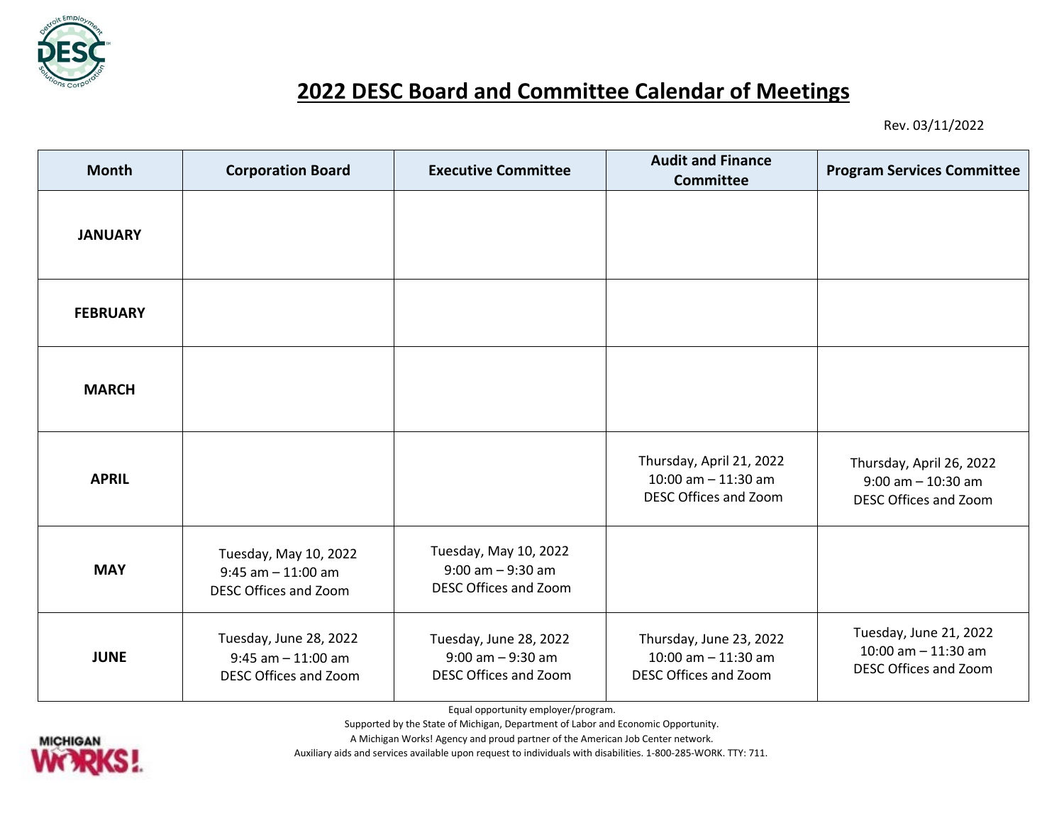# 2022 DESC Board and Committee Calendar of Meetings

Rev. 03/11/2022

| Month | Corporation Board | Executive Committee | Audit and Finance Committee | Program Services Committee |
|---|---|---|---|---|
| **JANUARY** | | | | |
| **FEBRUARY** | | | | |
| **MARCH** | | | | |
| **APRIL** | | | Thursday, April 21, 2022<br>10:00 am – 11:30 am<br>DESC Offices and Zoom | Thursday, April 26, 2022<br>9:00 am – 10:30 am<br>DESC Offices and Zoom |
| **MAY** | Tuesday, May 10, 2022<br>9:45 am – 11:00 am<br>DESC Offices and Zoom | Tuesday, May 10, 2022<br>9:00 am – 9:30 am<br>DESC Offices and Zoom | | |
| **JUNE** | Tuesday, June 28, 2022<br>9:45 am – 11:00 am<br>DESC Offices and Zoom | Tuesday, June 28, 2022<br>9:00 am – 9:30 am<br>DESC Offices and Zoom | Thursday, June 23, 2022<br>10:00 am – 11:30 am<br>DESC Offices and Zoom | Tuesday, June 21, 2022<br>10:00 am – 11:30 am<br>DESC Offices and Zoom |

Equal opportunity employer/program.

Supported by the State of Michigan, Department of Labor and Economic Opportunity.

A Michigan Works! Agency and proud partner of the American Job Center network.

Auxiliary aids and services available upon request to individuals with disabilities. 1-800-285-WORK. TTY: 711.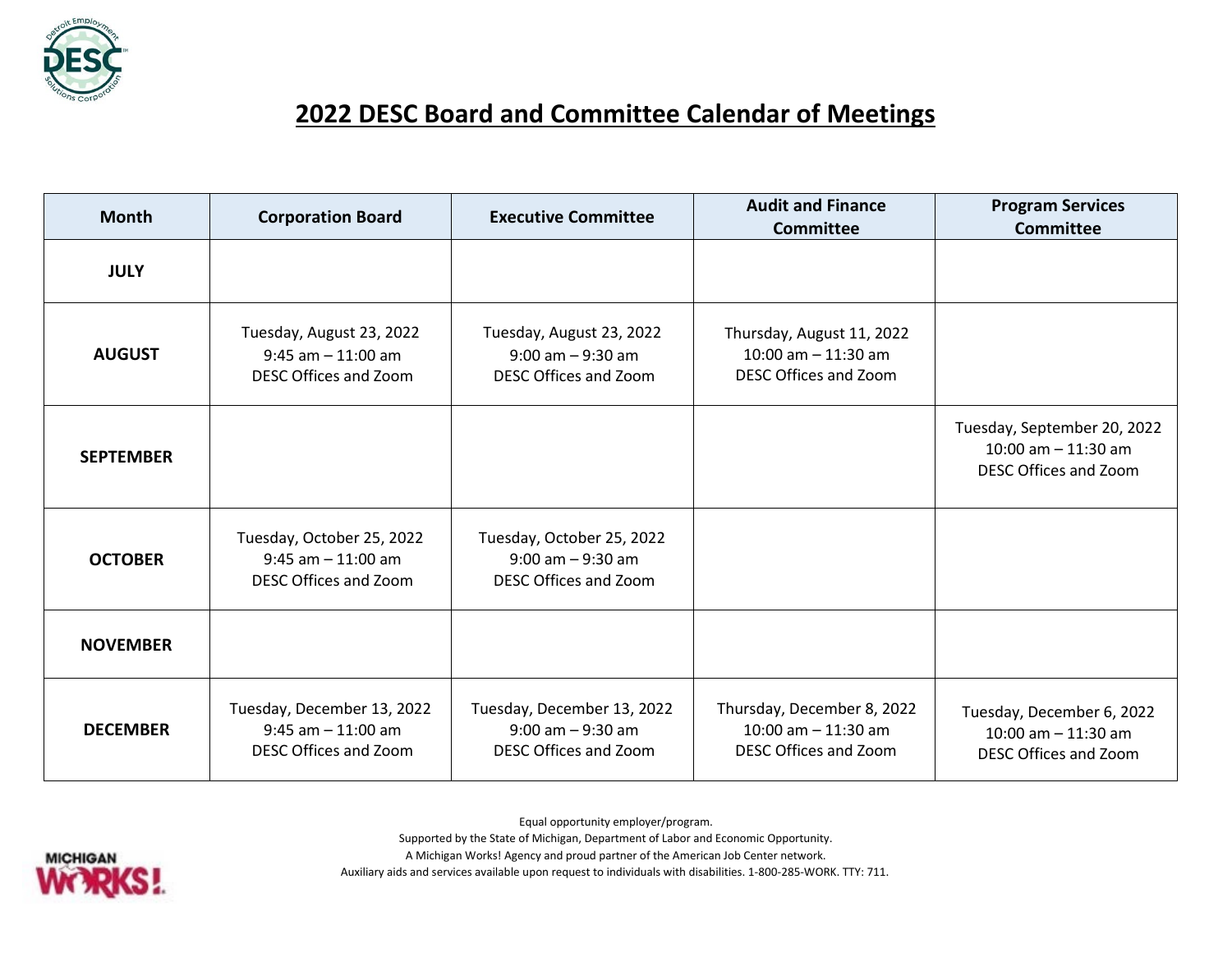# 2022 DESC Board and Committee Calendar of Meetings

| Month | Corporation Board | Executive Committee | Audit and Finance Committee | Program Services Committee |
|---|---|---|---|---|
| **JULY** | | | | |
| **AUGUST** | Tuesday, August 23, 2022<br>9:45 am – 11:00 am<br>DESC Offices and Zoom | Tuesday, August 23, 2022<br>9:00 am – 9:30 am<br>DESC Offices and Zoom | Thursday, August 11, 2022<br>10:00 am – 11:30 am<br>DESC Offices and Zoom | |
| **SEPTEMBER** | | | | Tuesday, September 20, 2022<br>10:00 am – 11:30 am<br>DESC Offices and Zoom |
| **OCTOBER** | Tuesday, October 25, 2022<br>9:45 am – 11:00 am<br>DESC Offices and Zoom | Tuesday, October 25, 2022<br>9:00 am – 9:30 am<br>DESC Offices and Zoom | | |
| **NOVEMBER** | | | | |
| **DECEMBER** | Tuesday, December 13, 2022<br>9:45 am – 11:00 am<br>DESC Offices and Zoom | Tuesday, December 13, 2022<br>9:00 am – 9:30 am<br>DESC Offices and Zoom | Thursday, December 8, 2022<br>10:00 am – 11:30 am<br>DESC Offices and Zoom | Tuesday, December 6, 2022<br>10:00 am – 11:30 am<br>DESC Offices and Zoom |

Equal opportunity employer/program.
Supported by the State of Michigan, Department of Labor and Economic Opportunity.
A Michigan Works! Agency and proud partner of the American Job Center network.
Auxiliary aids and services available upon request to individuals with disabilities. 1-800-285-WORK. TTY: 711.